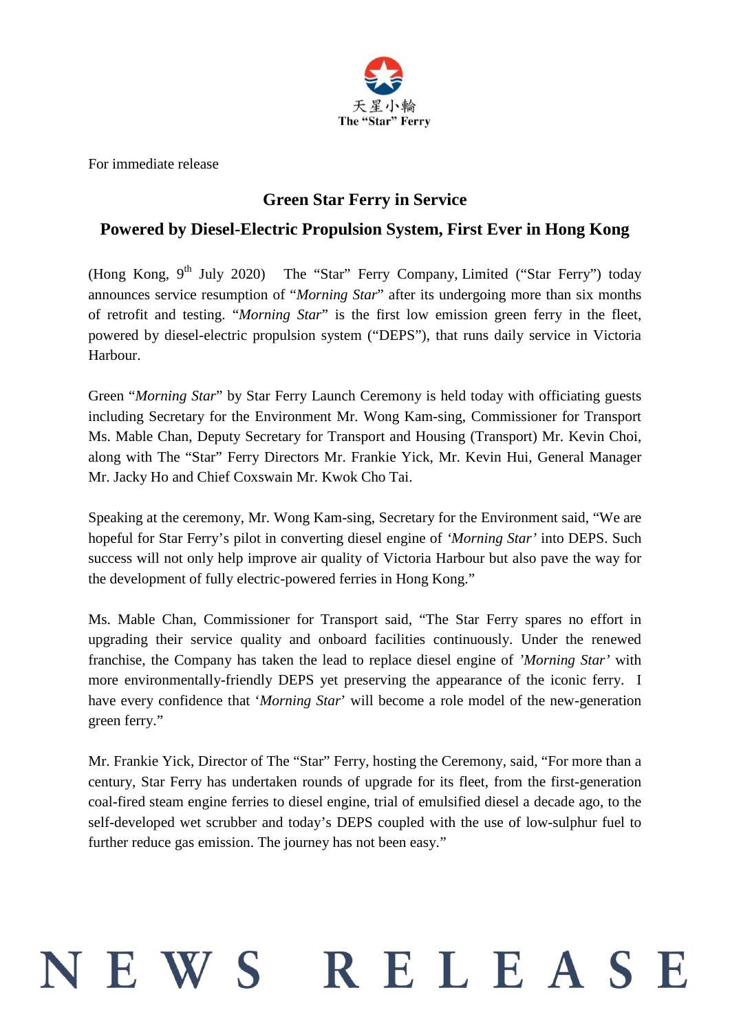天星小輪
The "Star" Ferry

For immediate release

## Green Star Ferry in Service

## Powered by Diesel-Electric Propulsion System, First Ever in Hong Kong

(Hong Kong, 9th July 2020) The "Star" Ferry Company, Limited ("Star Ferry") today announces service resumption of "*Morning Star*" after its undergoing more than six months of retrofit and testing. "*Morning Star*" is the first low emission green ferry in the fleet, powered by diesel-electric propulsion system ("DEPS"), that runs daily service in Victoria Harbour.

Green "*Morning Star*" by Star Ferry Launch Ceremony is held today with officiating guests including Secretary for the Environment Mr. Wong Kam-sing, Commissioner for Transport Ms. Mable Chan, Deputy Secretary for Transport and Housing (Transport) Mr. Kevin Choi, along with The "Star" Ferry Directors Mr. Frankie Yick, Mr. Kevin Hui, General Manager Mr. Jacky Ho and Chief Coxswain Mr. Kwok Cho Tai.

Speaking at the ceremony, Mr. Wong Kam-sing, Secretary for the Environment said, "We are hopeful for Star Ferry's pilot in converting diesel engine of *'Morning Star'* into DEPS. Such success will not only help improve air quality of Victoria Harbour but also pave the way for the development of fully electric-powered ferries in Hong Kong."

Ms. Mable Chan, Commissioner for Transport said, "The Star Ferry spares no effort in upgrading their service quality and onboard facilities continuously. Under the renewed franchise, the Company has taken the lead to replace diesel engine of *'Morning Star'* with more environmentally-friendly DEPS yet preserving the appearance of the iconic ferry. I have every confidence that '*Morning Star*' will become a role model of the new-generation green ferry."

Mr. Frankie Yick, Director of The "Star" Ferry, hosting the Ceremony, said, "For more than a century, Star Ferry has undertaken rounds of upgrade for its fleet, from the first-generation coal-fired steam engine ferries to diesel engine, trial of emulsified diesel a decade ago, to the self-developed wet scrubber and today's DEPS coupled with the use of low-sulphur fuel to further reduce gas emission. The journey has not been easy."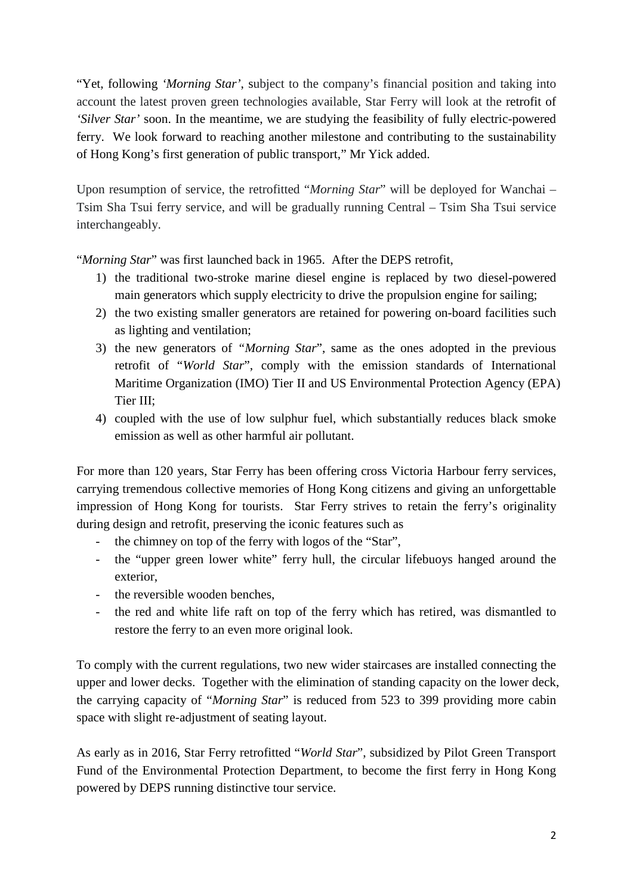"Yet, following *'Morning Star'*, subject to the company's financial position and taking into account the latest proven green technologies available, Star Ferry will look at the retrofit of *'Silver Star'* soon. In the meantime, we are studying the feasibility of fully electric-powered ferry. We look forward to reaching another milestone and contributing to the sustainability of Hong Kong's first generation of public transport," Mr Yick added.

Upon resumption of service, the retrofitted "*Morning Star*" will be deployed for Wanchai – Tsim Sha Tsui ferry service, and will be gradually running Central – Tsim Sha Tsui service interchangeably.

"*Morning Star*" was first launched back in 1965. After the DEPS retrofit,

1) the traditional two-stroke marine diesel engine is replaced by two diesel-powered main generators which supply electricity to drive the propulsion engine for sailing;
2) the two existing smaller generators are retained for powering on-board facilities such as lighting and ventilation;
3) the new generators of "*Morning Star*", same as the ones adopted in the previous retrofit of "*World Star*", comply with the emission standards of International Maritime Organization (IMO) Tier II and US Environmental Protection Agency (EPA) Tier III;
4) coupled with the use of low sulphur fuel, which substantially reduces black smoke emission as well as other harmful air pollutant.

For more than 120 years, Star Ferry has been offering cross Victoria Harbour ferry services, carrying tremendous collective memories of Hong Kong citizens and giving an unforgettable impression of Hong Kong for tourists. Star Ferry strives to retain the ferry's originality during design and retrofit, preserving the iconic features such as

- the chimney on top of the ferry with logos of the "Star",
- the "upper green lower white" ferry hull, the circular lifebuoys hanged around the exterior,
- the reversible wooden benches,
- the red and white life raft on top of the ferry which has retired, was dismantled to restore the ferry to an even more original look.

To comply with the current regulations, two new wider staircases are installed connecting the upper and lower decks. Together with the elimination of standing capacity on the lower deck, the carrying capacity of "*Morning Star*" is reduced from 523 to 399 providing more cabin space with slight re-adjustment of seating layout.

As early as in 2016, Star Ferry retrofitted "*World Star*", subsidized by Pilot Green Transport Fund of the Environmental Protection Department, to become the first ferry in Hong Kong powered by DEPS running distinctive tour service.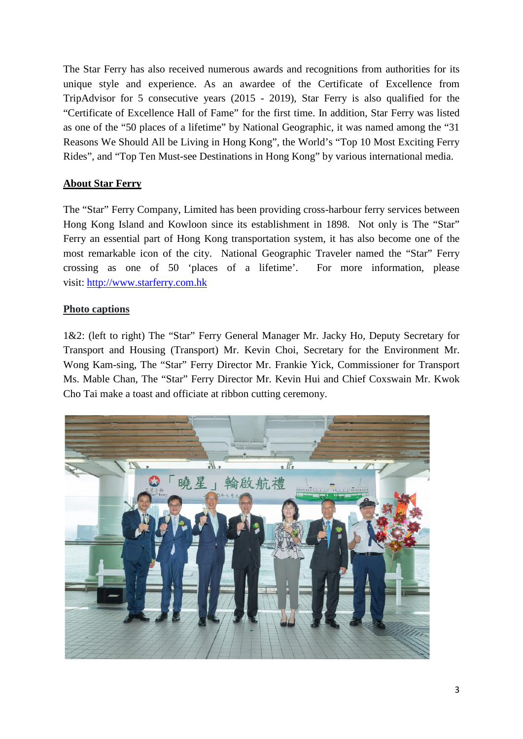The Star Ferry has also received numerous awards and recognitions from authorities for its unique style and experience. As an awardee of the Certificate of Excellence from TripAdvisor for 5 consecutive years (2015 - 2019), Star Ferry is also qualified for the "Certificate of Excellence Hall of Fame" for the first time. In addition, Star Ferry was listed as one of the "50 places of a lifetime" by National Geographic, it was named among the "31 Reasons We Should All be Living in Hong Kong", the World's "Top 10 Most Exciting Ferry Rides", and "Top Ten Must-see Destinations in Hong Kong" by various international media.

## About Star Ferry

The "Star" Ferry Company, Limited has been providing cross-harbour ferry services between Hong Kong Island and Kowloon since its establishment in 1898. Not only is The "Star" Ferry an essential part of Hong Kong transportation system, it has also become one of the most remarkable icon of the city. National Geographic Traveler named the "Star" Ferry crossing as one of 50 'places of a lifetime'. For more information, please visit: http://www.starferry.com.hk

## Photo captions

1&2: (left to right) The "Star" Ferry General Manager Mr. Jacky Ho, Deputy Secretary for Transport and Housing (Transport) Mr. Kevin Choi, Secretary for the Environment Mr. Wong Kam-sing, The "Star" Ferry Director Mr. Frankie Yick, Commissioner for Transport Ms. Mable Chan, The "Star" Ferry Director Mr. Kevin Hui and Chief Coxswain Mr. Kwok Cho Tai make a toast and officiate at ribbon cutting ceremony.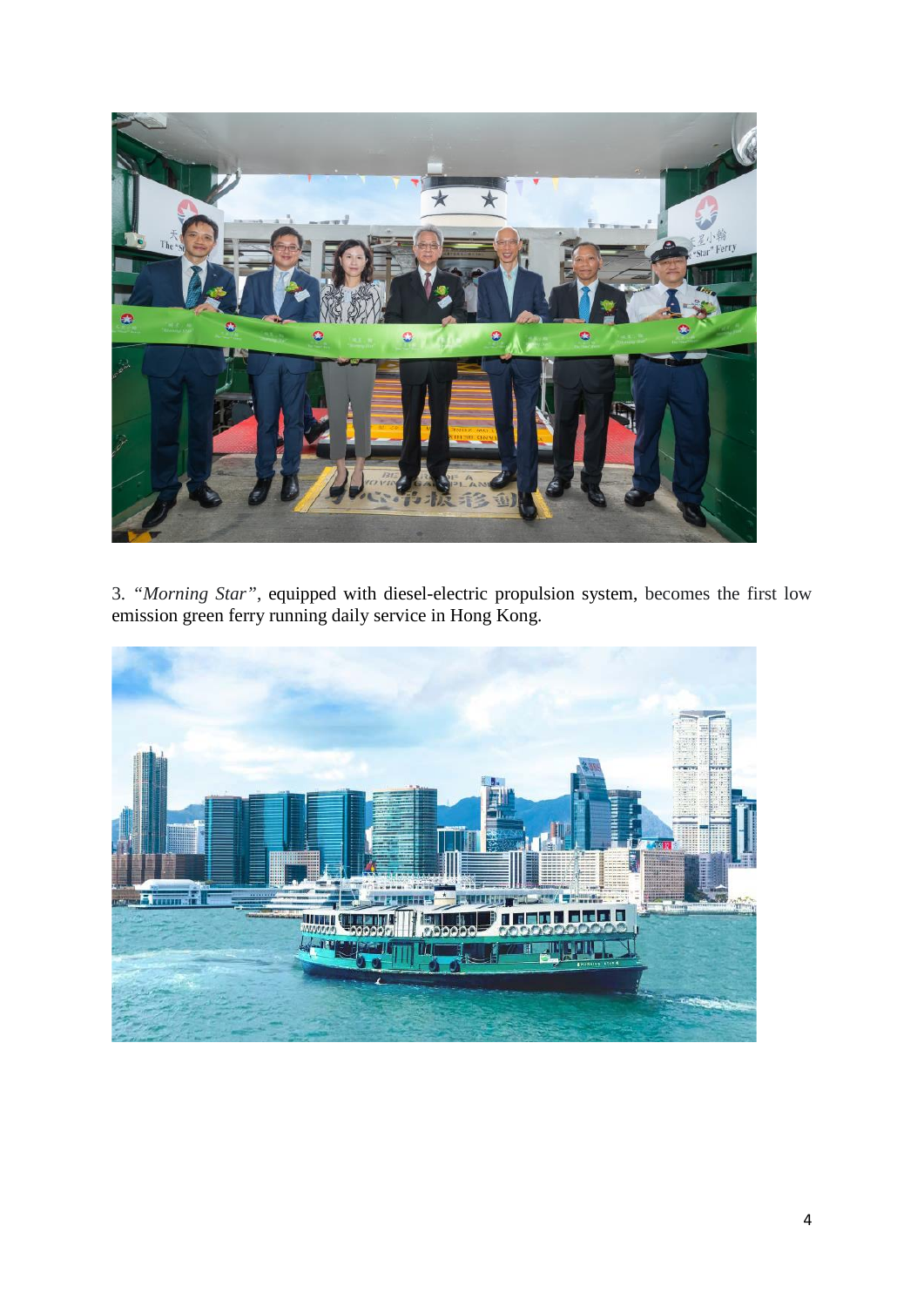3. *"Morning Star"*, equipped with diesel-electric propulsion system, becomes the first low emission green ferry running daily service in Hong Kong.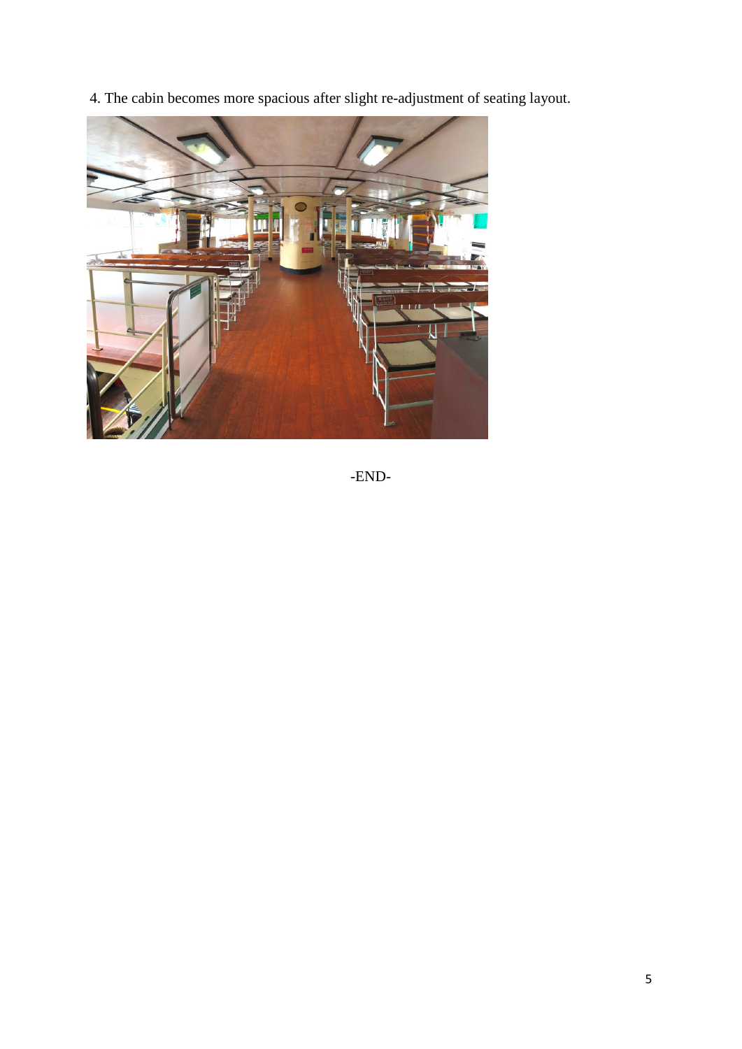4. The cabin becomes more spacious after slight re-adjustment of seating layout.

-END-